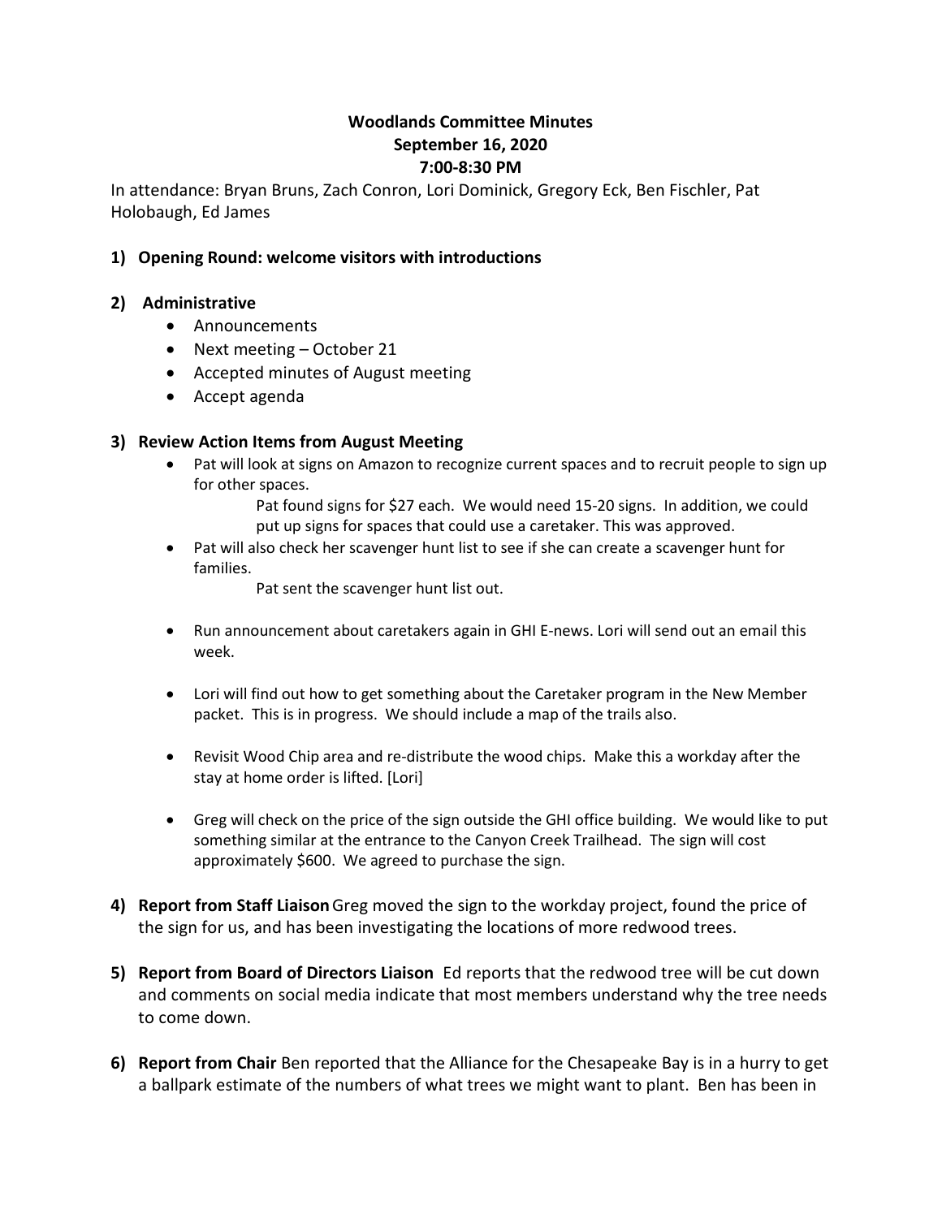**Woodlands Committee Minutes**
**September 16, 2020**
**7:00-8:30 PM**

In attendance: Bryan Bruns, Zach Conron, Lori Dominick, Gregory Eck, Ben Fischler, Pat Holobaugh, Ed James

**1) Opening Round: welcome visitors with introductions**

**2) Administrative**

- Announcements
- Next meeting – October 21
- Accepted minutes of August meeting
- Accept agenda

**3) Review Action Items from August Meeting**

- Pat will look at signs on Amazon to recognize current spaces and to recruit people to sign up for other spaces.

  Pat found signs for $27 each. We would need 15-20 signs. In addition, we could put up signs for spaces that could use a caretaker. This was approved.

- Pat will also check her scavenger hunt list to see if she can create a scavenger hunt for families.

  Pat sent the scavenger hunt list out.

- Run announcement about caretakers again in GHI E-news. Lori will send out an email this week.

- Lori will find out how to get something about the Caretaker program in the New Member packet. This is in progress. We should include a map of the trails also.

- Revisit Wood Chip area and re-distribute the wood chips. Make this a workday after the stay at home order is lifted. [Lori]

- Greg will check on the price of the sign outside the GHI office building. We would like to put something similar at the entrance to the Canyon Creek Trailhead. The sign will cost approximately $600. We agreed to purchase the sign.

**4) Report from Staff Liaison** Greg moved the sign to the workday project, found the price of the sign for us, and has been investigating the locations of more redwood trees.

**5) Report from Board of Directors Liaison** Ed reports that the redwood tree will be cut down and comments on social media indicate that most members understand why the tree needs to come down.

**6) Report from Chair** Ben reported that the Alliance for the Chesapeake Bay is in a hurry to get a ballpark estimate of the numbers of what trees we might want to plant. Ben has been in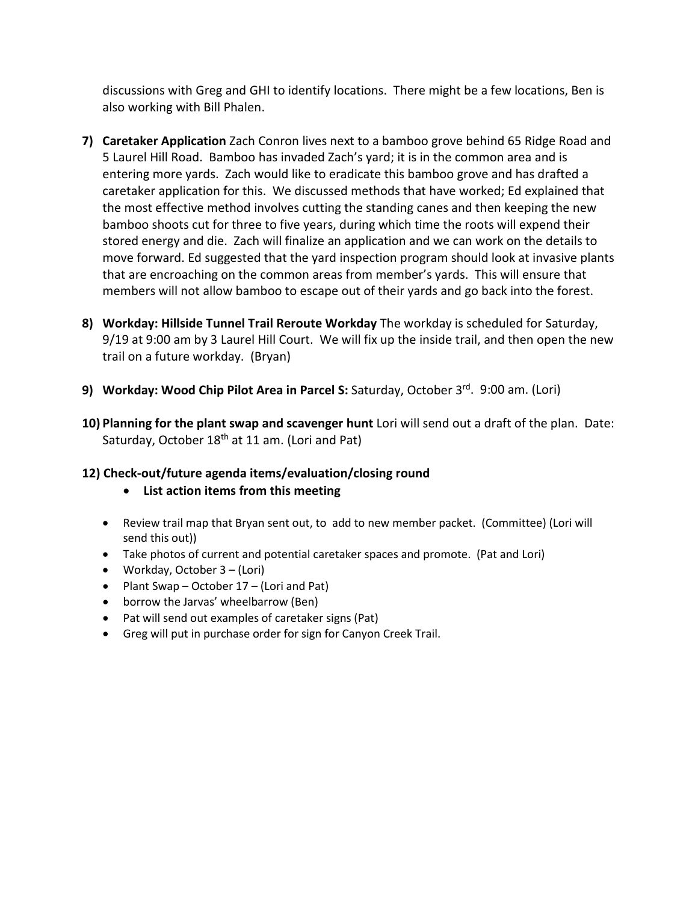discussions with Greg and GHI to identify locations. There might be a few locations, Ben is also working with Bill Phalen.

7) **Caretaker Application** Zach Conron lives next to a bamboo grove behind 65 Ridge Road and 5 Laurel Hill Road. Bamboo has invaded Zach's yard; it is in the common area and is entering more yards. Zach would like to eradicate this bamboo grove and has drafted a caretaker application for this. We discussed methods that have worked; Ed explained that the most effective method involves cutting the standing canes and then keeping the new bamboo shoots cut for three to five years, during which time the roots will expend their stored energy and die. Zach will finalize an application and we can work on the details to move forward. Ed suggested that the yard inspection program should look at invasive plants that are encroaching on the common areas from member's yards. This will ensure that members will not allow bamboo to escape out of their yards and go back into the forest.

8) **Workday: Hillside Tunnel Trail Reroute Workday** The workday is scheduled for Saturday, 9/19 at 9:00 am by 3 Laurel Hill Court. We will fix up the inside trail, and then open the new trail on a future workday. (Bryan)

9) **Workday: Wood Chip Pilot Area in Parcel S:** Saturday, October 3rd. 9:00 am. (Lori)

10) **Planning for the plant swap and scavenger hunt** Lori will send out a draft of the plan. Date: Saturday, October 18th at 11 am. (Lori and Pat)

**12) Check-out/future agenda items/evaluation/closing round**

- **List action items from this meeting**

- Review trail map that Bryan sent out, to add to new member packet. (Committee) (Lori will send this out))
- Take photos of current and potential caretaker spaces and promote. (Pat and Lori)
- Workday, October 3 – (Lori)
- Plant Swap – October 17 – (Lori and Pat)
- borrow the Jarvas' wheelbarrow (Ben)
- Pat will send out examples of caretaker signs (Pat)
- Greg will put in purchase order for sign for Canyon Creek Trail.